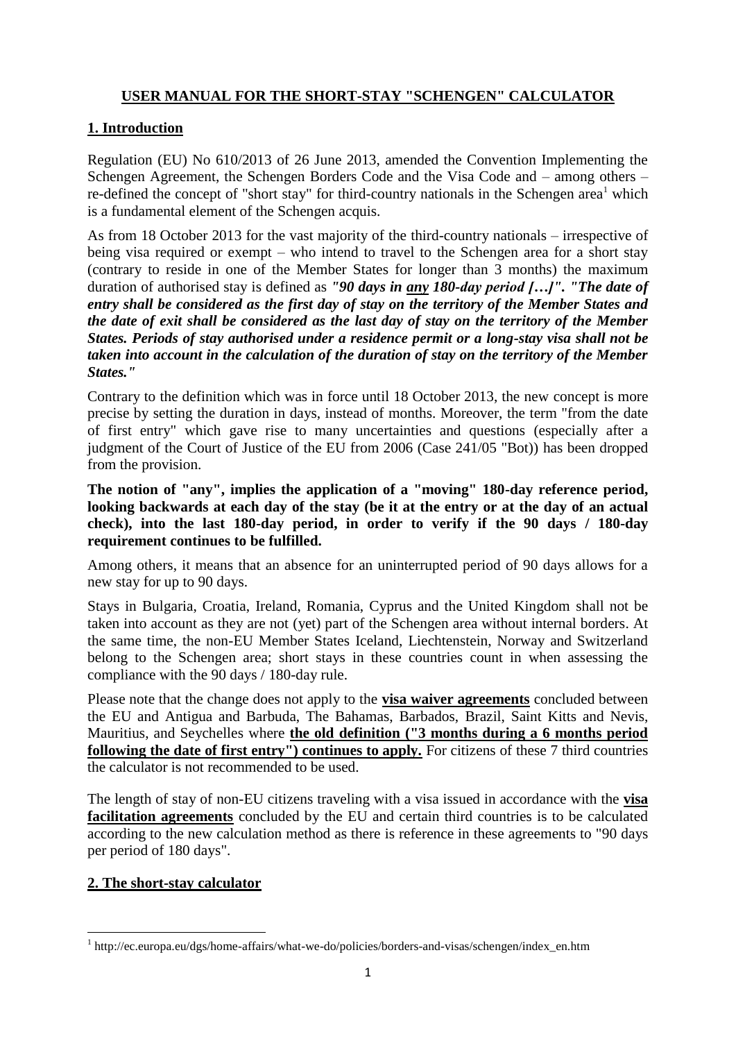# USER MANUAL FOR THE SHORT-STAY "SCHENGEN" CALCULATOR

## 1. Introduction

Regulation (EU) No 610/2013 of 26 June 2013, amended the Convention Implementing the Schengen Agreement, the Schengen Borders Code and the Visa Code and – among others – re-defined the concept of "short stay" for third-country nationals in the Schengen area[1] which is a fundamental element of the Schengen acquis.

As from 18 October 2013 for the vast majority of the third-country nationals – irrespective of being visa required or exempt – who intend to travel to the Schengen area for a short stay (contrary to reside in one of the Member States for longer than 3 months) the maximum duration of authorised stay is defined as ***"90 days in any 180-day period […]". "The date of entry shall be considered as the first day of stay on the territory of the Member States and the date of exit shall be considered as the last day of stay on the territory of the Member States. Periods of stay authorised under a residence permit or a long-stay visa shall not be taken into account in the calculation of the duration of stay on the territory of the Member States."***

Contrary to the definition which was in force until 18 October 2013, the new concept is more precise by setting the duration in days, instead of months. Moreover, the term "from the date of first entry" which gave rise to many uncertainties and questions (especially after a judgment of the Court of Justice of the EU from 2006 (Case 241/05 "Bot")) has been dropped from the provision.

**The notion of "any", implies the application of a "moving" 180-day reference period, looking backwards at each day of the stay (be it at the entry or at the day of an actual check), into the last 180-day period, in order to verify if the 90 days / 180-day requirement continues to be fulfilled.**

Among others, it means that an absence for an uninterrupted period of 90 days allows for a new stay for up to 90 days.

Stays in Bulgaria, Croatia, Ireland, Romania, Cyprus and the United Kingdom shall not be taken into account as they are not (yet) part of the Schengen area without internal borders. At the same time, the non-EU Member States Iceland, Liechtenstein, Norway and Switzerland belong to the Schengen area; short stays in these countries count in when assessing the compliance with the 90 days / 180-day rule.

Please note that the change does not apply to the **visa waiver agreements** concluded between the EU and Antigua and Barbuda, The Bahamas, Barbados, Brazil, Saint Kitts and Nevis, Mauritius, and Seychelles where **the old definition ("3 months during a 6 months period following the date of first entry") continues to apply.** For citizens of these 7 third countries the calculator is not recommended to be used.

The length of stay of non-EU citizens traveling with a visa issued in accordance with the **visa facilitation agreements** concluded by the EU and certain third countries is to be calculated according to the new calculation method as there is reference in these agreements to "90 days per period of 180 days".

## 2. The short-stay calculator

[1] http://ec.europa.eu/dgs/home-affairs/what-we-do/policies/borders-and-visas/schengen/index_en.htm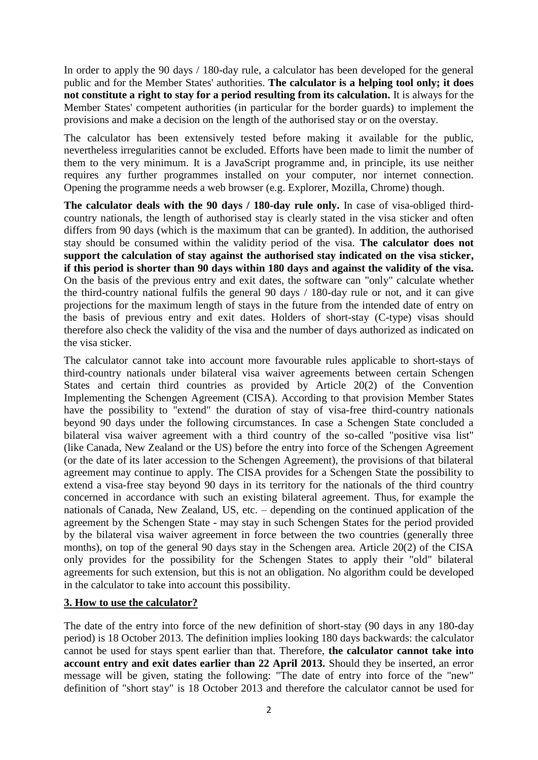In order to apply the 90 days / 180-day rule, a calculator has been developed for the general public and for the Member States' authorities. **The calculator is a helping tool only; it does not constitute a right to stay for a period resulting from its calculation.** It is always for the Member States' competent authorities (in particular for the border guards) to implement the provisions and make a decision on the length of the authorised stay or on the overstay.

The calculator has been extensively tested before making it available for the public, nevertheless irregularities cannot be excluded. Efforts have been made to limit the number of them to the very minimum. It is a JavaScript programme and, in principle, its use neither requires any further programmes installed on your computer, nor internet connection. Opening the programme needs a web browser (e.g. Explorer, Mozilla, Chrome) though.

**The calculator deals with the 90 days / 180-day rule only.** In case of visa-obliged third-country nationals, the length of authorised stay is clearly stated in the visa sticker and often differs from 90 days (which is the maximum that can be granted). In addition, the authorised stay should be consumed within the validity period of the visa. **The calculator does not support the calculation of stay against the authorised stay indicated on the visa sticker, if this period is shorter than 90 days within 180 days and against the validity of the visa.** On the basis of the previous entry and exit dates, the software can "only" calculate whether the third-country national fulfils the general 90 days / 180-day rule or not, and it can give projections for the maximum length of stays in the future from the intended date of entry on the basis of previous entry and exit dates. Holders of short-stay (C-type) visas should therefore also check the validity of the visa and the number of days authorized as indicated on the visa sticker.

The calculator cannot take into account more favourable rules applicable to short-stays of third-country nationals under bilateral visa waiver agreements between certain Schengen States and certain third countries as provided by Article 20(2) of the Convention Implementing the Schengen Agreement (CISA). According to that provision Member States have the possibility to "extend" the duration of stay of visa-free third-country nationals beyond 90 days under the following circumstances. In case a Schengen State concluded a bilateral visa waiver agreement with a third country of the so-called "positive visa list" (like Canada, New Zealand or the US) before the entry into force of the Schengen Agreement (or the date of its later accession to the Schengen Agreement), the provisions of that bilateral agreement may continue to apply. The CISA provides for a Schengen State the possibility to extend a visa-free stay beyond 90 days in its territory for the nationals of the third country concerned in accordance with such an existing bilateral agreement. Thus, for example the nationals of Canada, New Zealand, US, etc. – depending on the continued application of the agreement by the Schengen State - may stay in such Schengen States for the period provided by the bilateral visa waiver agreement in force between the two countries (generally three months), on top of the general 90 days stay in the Schengen area. Article 20(2) of the CISA only provides for the possibility for the Schengen States to apply their "old" bilateral agreements for such extension, but this is not an obligation. No algorithm could be developed in the calculator to take into account this possibility.

## 3. How to use the calculator?

The date of the entry into force of the new definition of short-stay (90 days in any 180-day period) is 18 October 2013. The definition implies looking 180 days backwards: the calculator cannot be used for stays spent earlier than that. Therefore, **the calculator cannot take into account entry and exit dates earlier than 22 April 2013.** Should they be inserted, an error message will be given, stating the following: "The date of entry into force of the "new" definition of "short stay" is 18 October 2013 and therefore the calculator cannot be used for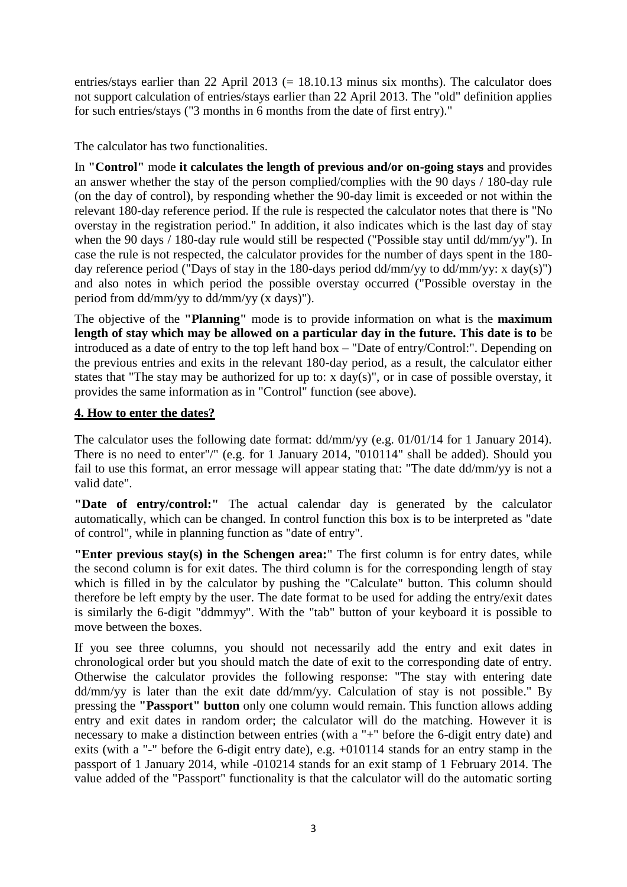entries/stays earlier than 22 April 2013 (= 18.10.13 minus six months). The calculator does not support calculation of entries/stays earlier than 22 April 2013. The "old" definition applies for such entries/stays ("3 months in 6 months from the date of first entry)."

The calculator has two functionalities.

In **"Control"** mode **it calculates the length of previous and/or on-going stays** and provides an answer whether the stay of the person complied/complies with the 90 days / 180-day rule (on the day of control), by responding whether the 90-day limit is exceeded or not within the relevant 180-day reference period. If the rule is respected the calculator notes that there is "No overstay in the registration period." In addition, it also indicates which is the last day of stay when the 90 days / 180-day rule would still be respected ("Possible stay until dd/mm/yy"). In case the rule is not respected, the calculator provides for the number of days spent in the 180-day reference period ("Days of stay in the 180-days period dd/mm/yy to dd/mm/yy: x day(s)") and also notes in which period the possible overstay occurred ("Possible overstay in the period from dd/mm/yy to dd/mm/yy (x days)").

The objective of the **"Planning"** mode is to provide information on what is the **maximum length of stay which may be allowed on a particular day in the future. This date is to** be introduced as a date of entry to the top left hand box – "Date of entry/Control:". Depending on the previous entries and exits in the relevant 180-day period, as a result, the calculator either states that "The stay may be authorized for up to: x day(s)", or in case of possible overstay, it provides the same information as in "Control" function (see above).

## 4. How to enter the dates?

The calculator uses the following date format: dd/mm/yy (e.g. 01/01/14 for 1 January 2014). There is no need to enter"/" (e.g. for 1 January 2014, "010114" shall be added). Should you fail to use this format, an error message will appear stating that: "The date dd/mm/yy is not a valid date".

**"Date of entry/control:"** The actual calendar day is generated by the calculator automatically, which can be changed. In control function this box is to be interpreted as "date of control", while in planning function as "date of entry".

**"Enter previous stay(s) in the Schengen area:**" The first column is for entry dates, while the second column is for exit dates. The third column is for the corresponding length of stay which is filled in by the calculator by pushing the "Calculate" button. This column should therefore be left empty by the user. The date format to be used for adding the entry/exit dates is similarly the 6-digit "ddmmyy". With the "tab" button of your keyboard it is possible to move between the boxes.

If you see three columns, you should not necessarily add the entry and exit dates in chronological order but you should match the date of exit to the corresponding date of entry. Otherwise the calculator provides the following response: "The stay with entering date dd/mm/yy is later than the exit date dd/mm/yy. Calculation of stay is not possible." By pressing the **"Passport" button** only one column would remain. This function allows adding entry and exit dates in random order; the calculator will do the matching. However it is necessary to make a distinction between entries (with a "+" before the 6-digit entry date) and exits (with a "-" before the 6-digit entry date), e.g. +010114 stands for an entry stamp in the passport of 1 January 2014, while -010214 stands for an exit stamp of 1 February 2014. The value added of the "Passport" functionality is that the calculator will do the automatic sorting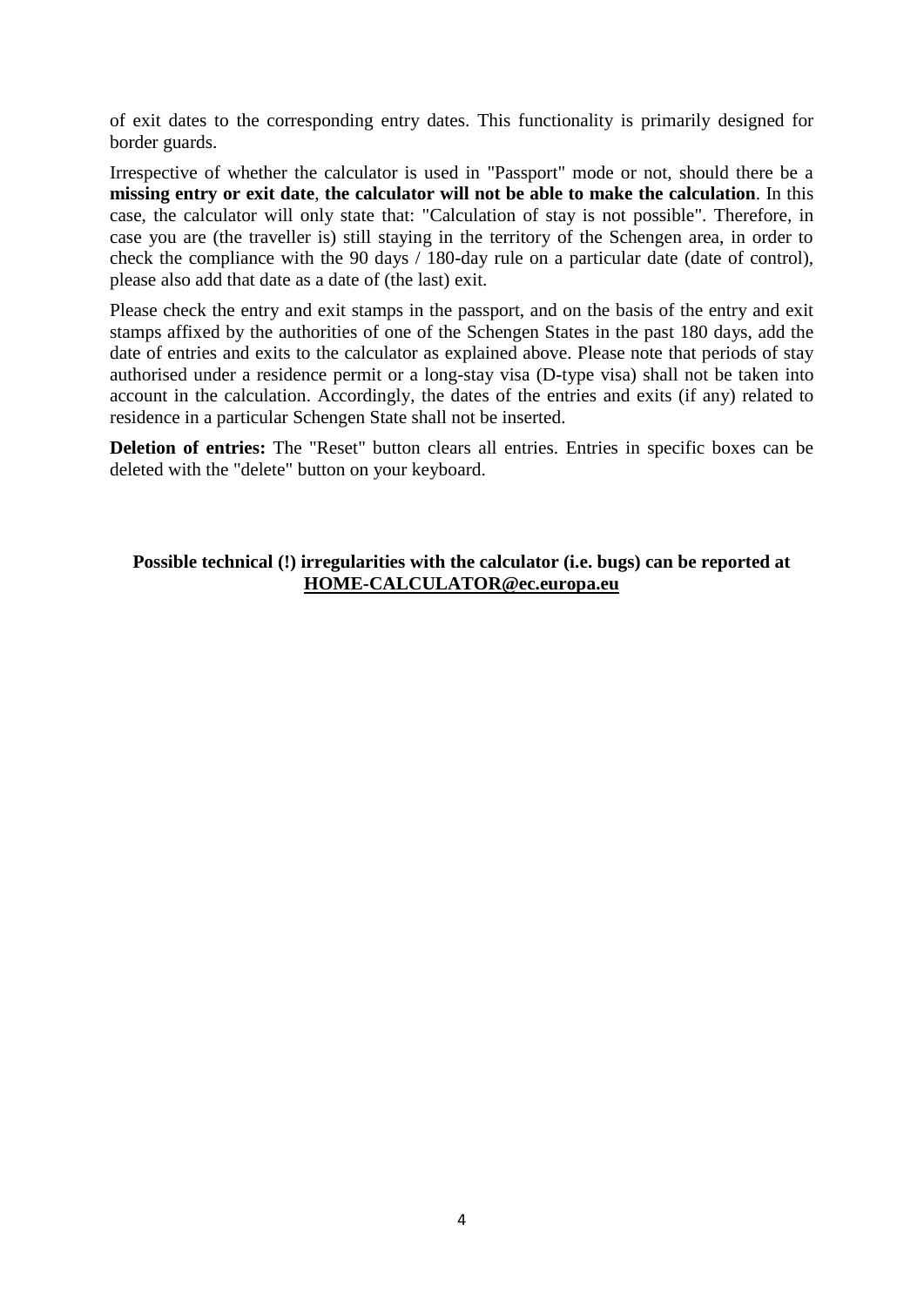of exit dates to the corresponding entry dates. This functionality is primarily designed for border guards.

Irrespective of whether the calculator is used in "Passport" mode or not, should there be a **missing entry or exit date**, **the calculator will not be able to make the calculation**. In this case, the calculator will only state that: "Calculation of stay is not possible". Therefore, in case you are (the traveller is) still staying in the territory of the Schengen area, in order to check the compliance with the 90 days / 180-day rule on a particular date (date of control), please also add that date as a date of (the last) exit.

Please check the entry and exit stamps in the passport, and on the basis of the entry and exit stamps affixed by the authorities of one of the Schengen States in the past 180 days, add the date of entries and exits to the calculator as explained above. Please note that periods of stay authorised under a residence permit or a long-stay visa (D-type visa) shall not be taken into account in the calculation. Accordingly, the dates of the entries and exits (if any) related to residence in a particular Schengen State shall not be inserted.

**Deletion of entries:** The "Reset" button clears all entries. Entries in specific boxes can be deleted with the "delete" button on your keyboard.

**Possible technical (!) irregularities with the calculator (i.e. bugs) can be reported at HOME-CALCULATOR@ec.europa.eu**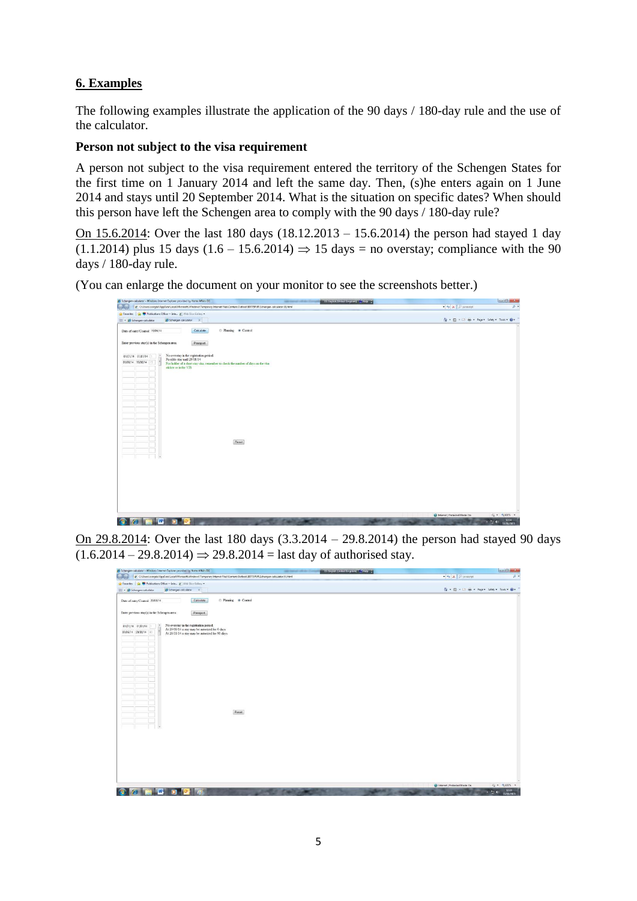## 6. Examples

The following examples illustrate the application of the 90 days / 180-day rule and the use of the calculator.

**Person not subject to the visa requirement**

A person not subject to the visa requirement entered the territory of the Schengen States for the first time on 1 January 2014 and left the same day. Then, (s)he enters again on 1 June 2014 and stays until 20 September 2014. What is the situation on specific dates? When should this person have left the Schengen area to comply with the 90 days / 180-day rule?

<u>On 15.6.2014</u>: Over the last 180 days (18.12.2013 – 15.6.2014) the person had stayed 1 day (1.1.2014) plus 15 days (1.6 – 15.6.2014) ⇒ 15 days = no overstay; compliance with the 90 days / 180-day rule.

(You can enlarge the document on your monitor to see the screenshots better.)

<u>On 29.8.2014</u>: Over the last 180 days (3.3.2014 – 29.8.2014) the person had stayed 90 days (1.6.2014 – 29.8.2014) ⇒ 29.8.2014 = last day of authorised stay.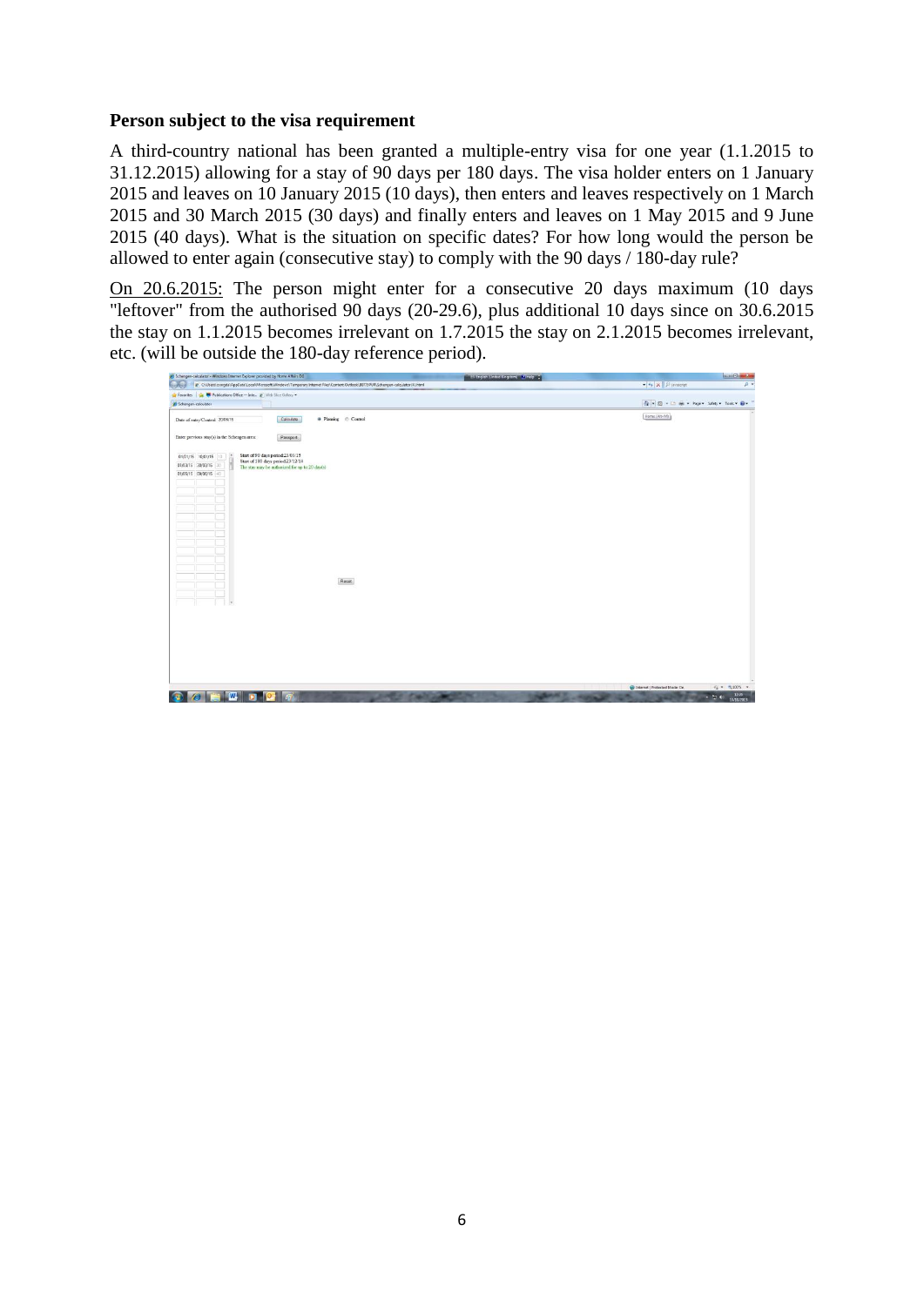**Person subject to the visa requirement**

A third-country national has been granted a multiple-entry visa for one year (1.1.2015 to 31.12.2015) allowing for a stay of 90 days per 180 days. The visa holder enters on 1 January 2015 and leaves on 10 January 2015 (10 days), then enters and leaves respectively on 1 March 2015 and 30 March 2015 (30 days) and finally enters and leaves on 1 May 2015 and 9 June 2015 (40 days). What is the situation on specific dates? For how long would the person be allowed to enter again (consecutive stay) to comply with the 90 days / 180-day rule?

On 20.6.2015: The person might enter for a consecutive 20 days maximum (10 days "leftover" from the authorised 90 days (20-29.6), plus additional 10 days since on 30.6.2015 the stay on 1.1.2015 becomes irrelevant on 1.7.2015 the stay on 2.1.2015 becomes irrelevant, etc. (will be outside the 180-day reference period).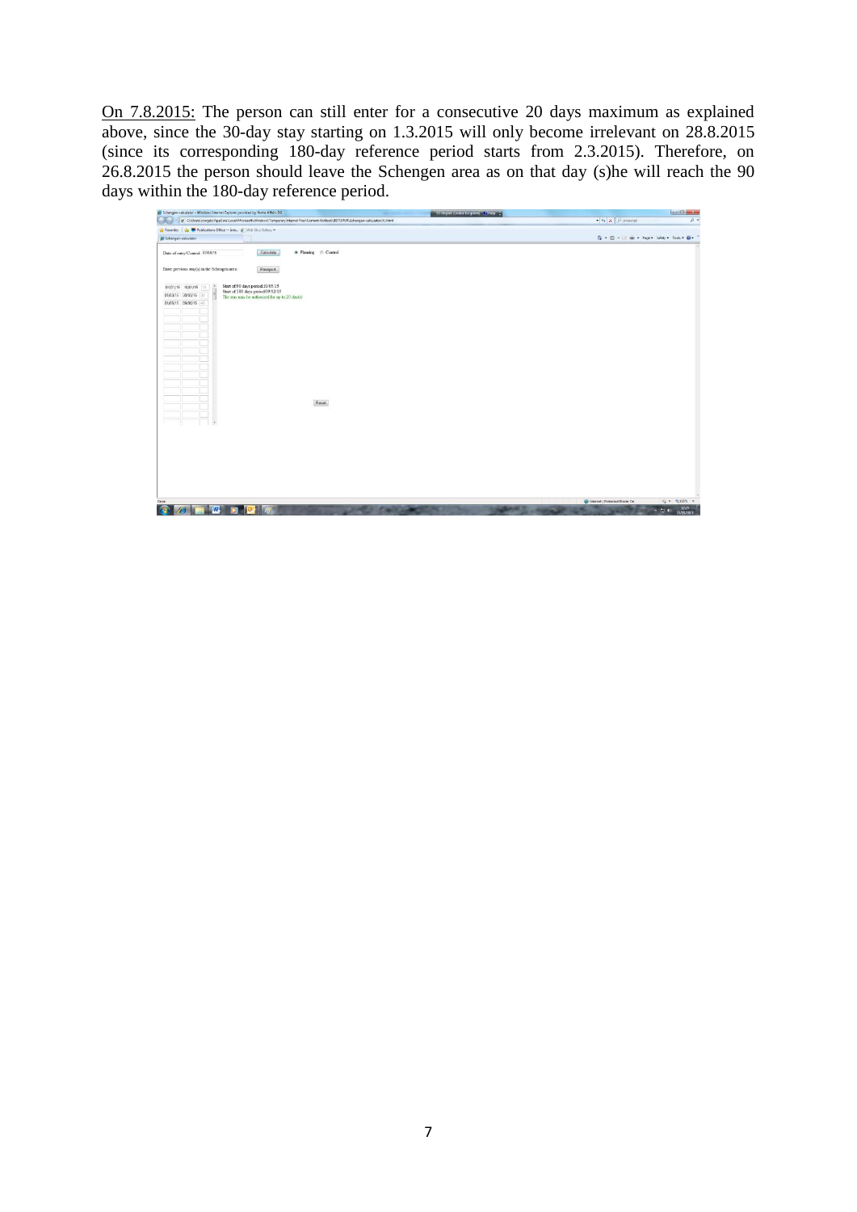<u>On 7.8.2015:</u> The person can still enter for a consecutive 20 days maximum as explained above, since the 30-day stay starting on 1.3.2015 will only become irrelevant on 28.8.2015 (since its corresponding 180-day reference period starts from 2.3.2015). Therefore, on 26.8.2015 the person should leave the Schengen area as on that day (s)he will reach the 90 days within the 180-day reference period.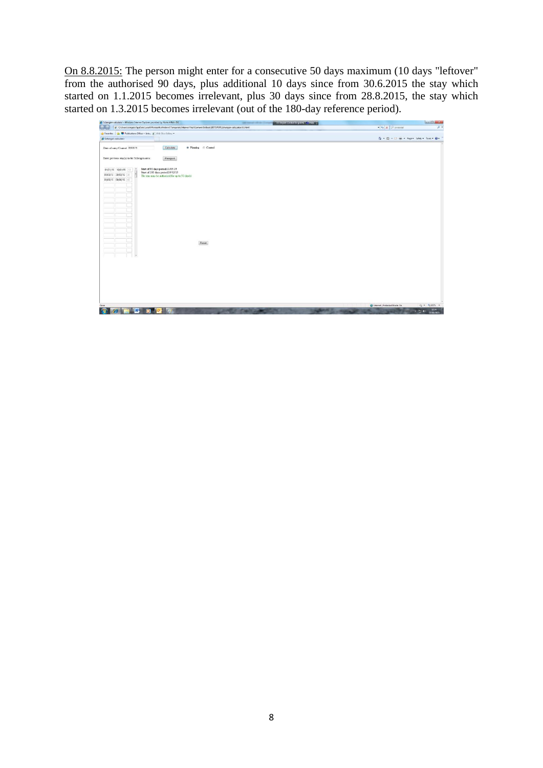On 8.8.2015: The person might enter for a consecutive 50 days maximum (10 days "leftover" from the authorised 90 days, plus additional 10 days since from 30.6.2015 the stay which started on 1.1.2015 becomes irrelevant, plus 30 days since from 28.8.2015, the stay which started on 1.3.2015 becomes irrelevant (out of the 180-day reference period).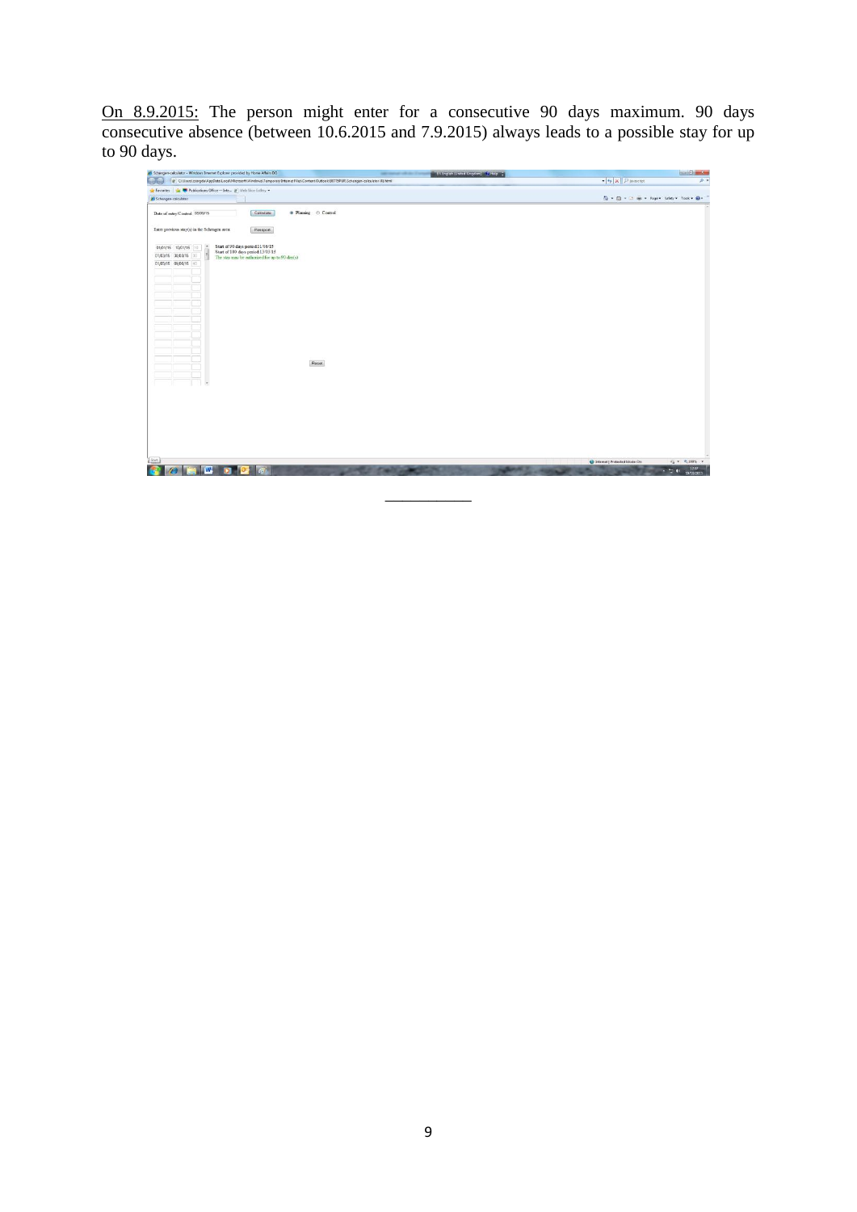<u>On 8.9.2015:</u> The person might enter for a consecutive 90 days maximum. 90 days consecutive absence (between 10.6.2015 and 7.9.2015) always leads to a possible stay for up to 90 days.

___________